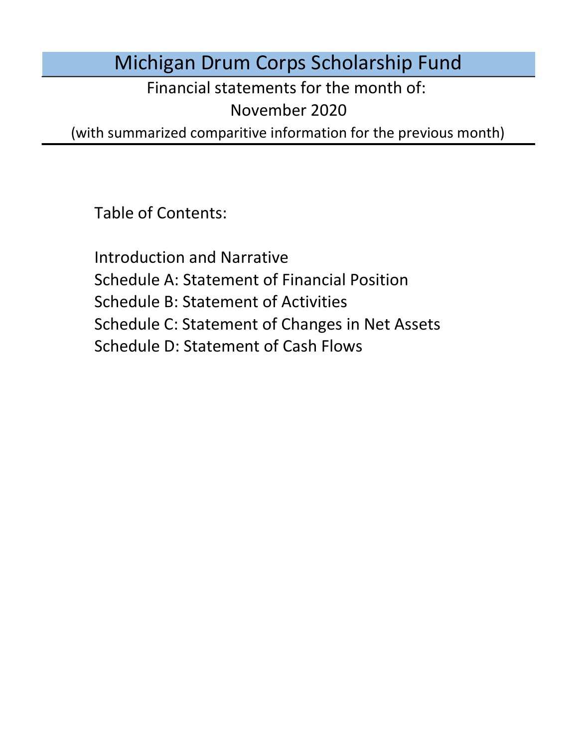# Michigan Drum Corps Scholarship Fund

Financial statements for the month of:

November 2020

(with summarized comparitive information for the previous month)

Table of Contents:

Introduction and Narrative

Schedule A: Statement of Financial Position

Schedule B: Statement of Activities

Schedule C: Statement of Changes in Net Assets

Schedule D: Statement of Cash Flows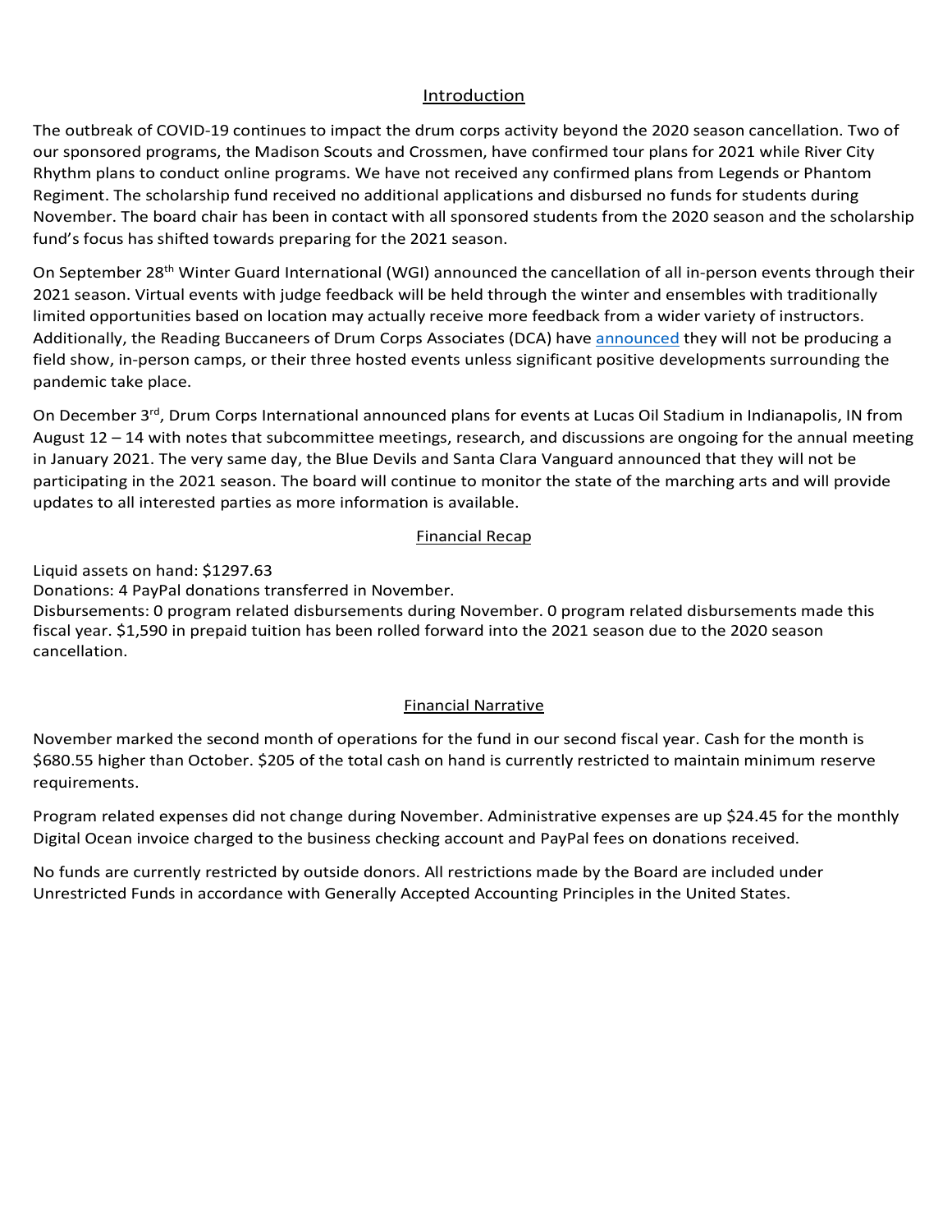## Introduction

The outbreak of COVID-19 continues to impact the drum corps activity beyond the 2020 season cancellation. Two of our sponsored programs, the Madison Scouts and Crossmen, have confirmed tour plans for 2021 while River City Rhythm plans to conduct online programs. We have not received any confirmed plans from Legends or Phantom Regiment. The scholarship fund received no additional applications and disbursed no funds for students during November. The board chair has been in contact with all sponsored students from the 2020 season and the scholarship fund's focus has shifted towards preparing for the 2021 season.

On September 28th Winter Guard International (WGI) announced the cancellation of all in-person events through their 2021 season. Virtual events with judge feedback will be held through the winter and ensembles with traditionally limited opportunities based on location may actually receive more feedback from a wider variety of instructors. Additionally, the Reading Buccaneers of Drum Corps Associates (DCA) have announced they will not be producing a field show, in-person camps, or their three hosted events unless significant positive developments surrounding the pandemic take place.

On December 3rd, Drum Corps International announced plans for events at Lucas Oil Stadium in Indianapolis, IN from August 12 – 14 with notes that subcommittee meetings, research, and discussions are ongoing for the annual meeting in January 2021. The very same day, the Blue Devils and Santa Clara Vanguard announced that they will not be participating in the 2021 season. The board will continue to monitor the state of the marching arts and will provide updates to all interested parties as more information is available.

## Financial Recap

Liquid assets on hand: $1297.63
Donations: 4 PayPal donations transferred in November.
Disbursements: 0 program related disbursements during November. 0 program related disbursements made this fiscal year. $1,590 in prepaid tuition has been rolled forward into the 2021 season due to the 2020 season cancellation.

## Financial Narrative

November marked the second month of operations for the fund in our second fiscal year. Cash for the month is $680.55 higher than October. $205 of the total cash on hand is currently restricted to maintain minimum reserve requirements.

Program related expenses did not change during November. Administrative expenses are up $24.45 for the monthly Digital Ocean invoice charged to the business checking account and PayPal fees on donations received.

No funds are currently restricted by outside donors. All restrictions made by the Board are included under Unrestricted Funds in accordance with Generally Accepted Accounting Principles in the United States.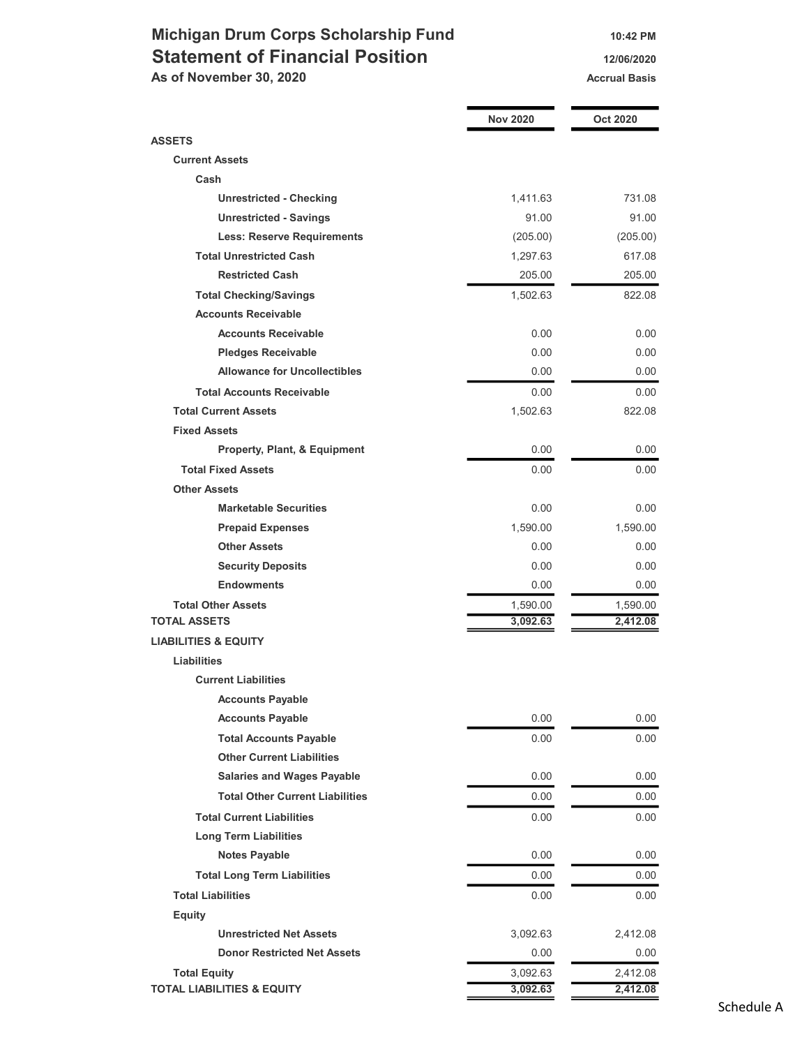# Michigan Drum Corps Scholarship Fund

## Statement of Financial Position

**As of November 30, 2020**

10:42 PM
12/06/2020
Accrual Basis

| | Nov 2020 | Oct 2020 |
|---|---|---|
| **ASSETS** | | |
| **Current Assets** | | |
| **Cash** | | |
| **Unrestricted - Checking** | 1,411.63 | 731.08 |
| **Unrestricted - Savings** | 91.00 | 91.00 |
| **Less: Reserve Requirements** | (205.00) | (205.00) |
| **Total Unrestricted Cash** | 1,297.63 | 617.08 |
| **Restricted Cash** | 205.00 | 205.00 |
| **Total Checking/Savings** | 1,502.63 | 822.08 |
| **Accounts Receivable** | | |
| **Accounts Receivable** | 0.00 | 0.00 |
| **Pledges Receivable** | 0.00 | 0.00 |
| **Allowance for Uncollectibles** | 0.00 | 0.00 |
| **Total Accounts Receivable** | 0.00 | 0.00 |
| **Total Current Assets** | 1,502.63 | 822.08 |
| **Fixed Assets** | | |
| **Property, Plant, & Equipment** | 0.00 | 0.00 |
| **Total Fixed Assets** | 0.00 | 0.00 |
| **Other Assets** | | |
| **Marketable Securities** | 0.00 | 0.00 |
| **Prepaid Expenses** | 1,590.00 | 1,590.00 |
| **Other Assets** | 0.00 | 0.00 |
| **Security Deposits** | 0.00 | 0.00 |
| **Endowments** | 0.00 | 0.00 |
| **Total Other Assets** | 1,590.00 | 1,590.00 |
| **TOTAL ASSETS** | **3,092.63** | **2,412.08** |
| **LIABILITIES & EQUITY** | | |
| **Liabilities** | | |
| **Current Liabilities** | | |
| **Accounts Payable** | | |
| **Accounts Payable** | 0.00 | 0.00 |
| **Total Accounts Payable** | 0.00 | 0.00 |
| **Other Current Liabilities** | | |
| **Salaries and Wages Payable** | 0.00 | 0.00 |
| **Total Other Current Liabilities** | 0.00 | 0.00 |
| **Total Current Liabilities** | 0.00 | 0.00 |
| **Long Term Liabilities** | | |
| **Notes Payable** | 0.00 | 0.00 |
| **Total Long Term Liabilities** | 0.00 | 0.00 |
| **Total Liabilities** | 0.00 | 0.00 |
| **Equity** | | |
| **Unrestricted Net Assets** | 3,092.63 | 2,412.08 |
| **Donor Restricted Net Assets** | 0.00 | 0.00 |
| **Total Equity** | 3,092.63 | 2,412.08 |
| **TOTAL LIABILITIES & EQUITY** | **3,092.63** | **2,412.08** |

Schedule A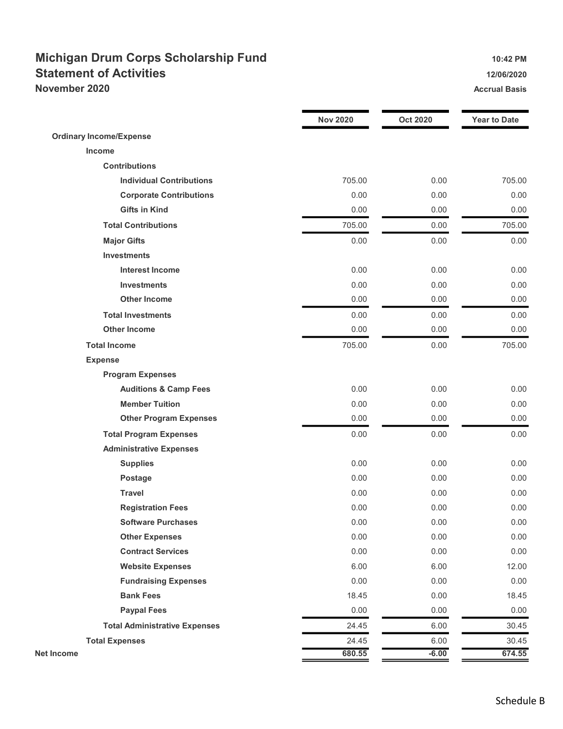# Michigan Drum Corps Scholarship Fund

## Statement of Activities

### November 2020

10:42 PM
12/06/2020
Accrual Basis

| | Nov 2020 | Oct 2020 | Year to Date |
|---|---|---|---|
| **Ordinary Income/Expense** | | | |
| **Income** | | | |
| **Contributions** | | | |
| **Individual Contributions** | 705.00 | 0.00 | 705.00 |
| **Corporate Contributions** | 0.00 | 0.00 | 0.00 |
| **Gifts in Kind** | 0.00 | 0.00 | 0.00 |
| **Total Contributions** | 705.00 | 0.00 | 705.00 |
| **Major Gifts** | 0.00 | 0.00 | 0.00 |
| **Investments** | | | |
| **Interest Income** | 0.00 | 0.00 | 0.00 |
| **Investments** | 0.00 | 0.00 | 0.00 |
| **Other Income** | 0.00 | 0.00 | 0.00 |
| **Total Investments** | 0.00 | 0.00 | 0.00 |
| **Other Income** | 0.00 | 0.00 | 0.00 |
| **Total Income** | 705.00 | 0.00 | 705.00 |
| **Expense** | | | |
| **Program Expenses** | | | |
| **Auditions & Camp Fees** | 0.00 | 0.00 | 0.00 |
| **Member Tuition** | 0.00 | 0.00 | 0.00 |
| **Other Program Expenses** | 0.00 | 0.00 | 0.00 |
| **Total Program Expenses** | 0.00 | 0.00 | 0.00 |
| **Administrative Expenses** | | | |
| **Supplies** | 0.00 | 0.00 | 0.00 |
| **Postage** | 0.00 | 0.00 | 0.00 |
| **Travel** | 0.00 | 0.00 | 0.00 |
| **Registration Fees** | 0.00 | 0.00 | 0.00 |
| **Software Purchases** | 0.00 | 0.00 | 0.00 |
| **Other Expenses** | 0.00 | 0.00 | 0.00 |
| **Contract Services** | 0.00 | 0.00 | 0.00 |
| **Website Expenses** | 6.00 | 6.00 | 12.00 |
| **Fundraising Expenses** | 0.00 | 0.00 | 0.00 |
| **Bank Fees** | 18.45 | 0.00 | 18.45 |
| **Paypal Fees** | 0.00 | 0.00 | 0.00 |
| **Total Administrative Expenses** | 24.45 | 6.00 | 30.45 |
| **Total Expenses** | 24.45 | 6.00 | 30.45 |
| **Net Income** | **680.55** | **-6.00** | **674.55** |

Schedule B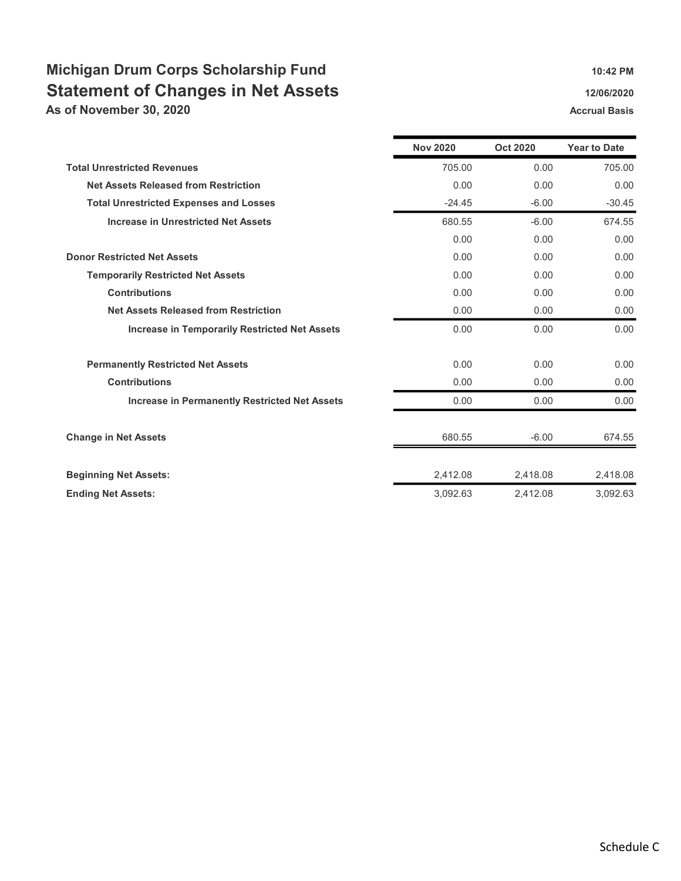# Michigan Drum Corps Scholarship Fund

## Statement of Changes in Net Assets

**As of November 30, 2020**

10:42 PM
12/06/2020
Accrual Basis

| | Nov 2020 | Oct 2020 | Year to Date |
|---|---|---|---|
| **Total Unrestricted Revenues** | 705.00 | 0.00 | 705.00 |
| **Net Assets Released from Restriction** | 0.00 | 0.00 | 0.00 |
| **Total Unrestricted Expenses and Losses** | -24.45 | -6.00 | -30.45 |
| **Increase in Unrestricted Net Assets** | 680.55 | -6.00 | 674.55 |
| | 0.00 | 0.00 | 0.00 |
| **Donor Restricted Net Assets** | 0.00 | 0.00 | 0.00 |
| **Temporarily Restricted Net Assets** | 0.00 | 0.00 | 0.00 |
| **Contributions** | 0.00 | 0.00 | 0.00 |
| **Net Assets Released from Restriction** | 0.00 | 0.00 | 0.00 |
| **Increase in Temporarily Restricted Net Assets** | 0.00 | 0.00 | 0.00 |
| **Permanently Restricted Net Assets** | 0.00 | 0.00 | 0.00 |
| **Contributions** | 0.00 | 0.00 | 0.00 |
| **Increase in Permanently Restricted Net Assets** | 0.00 | 0.00 | 0.00 |
| **Change in Net Assets** | 680.55 | -6.00 | 674.55 |
| **Beginning Net Assets:** | 2,412.08 | 2,418.08 | 2,418.08 |
| **Ending Net Assets:** | 3,092.63 | 2,412.08 | 3,092.63 |

Schedule C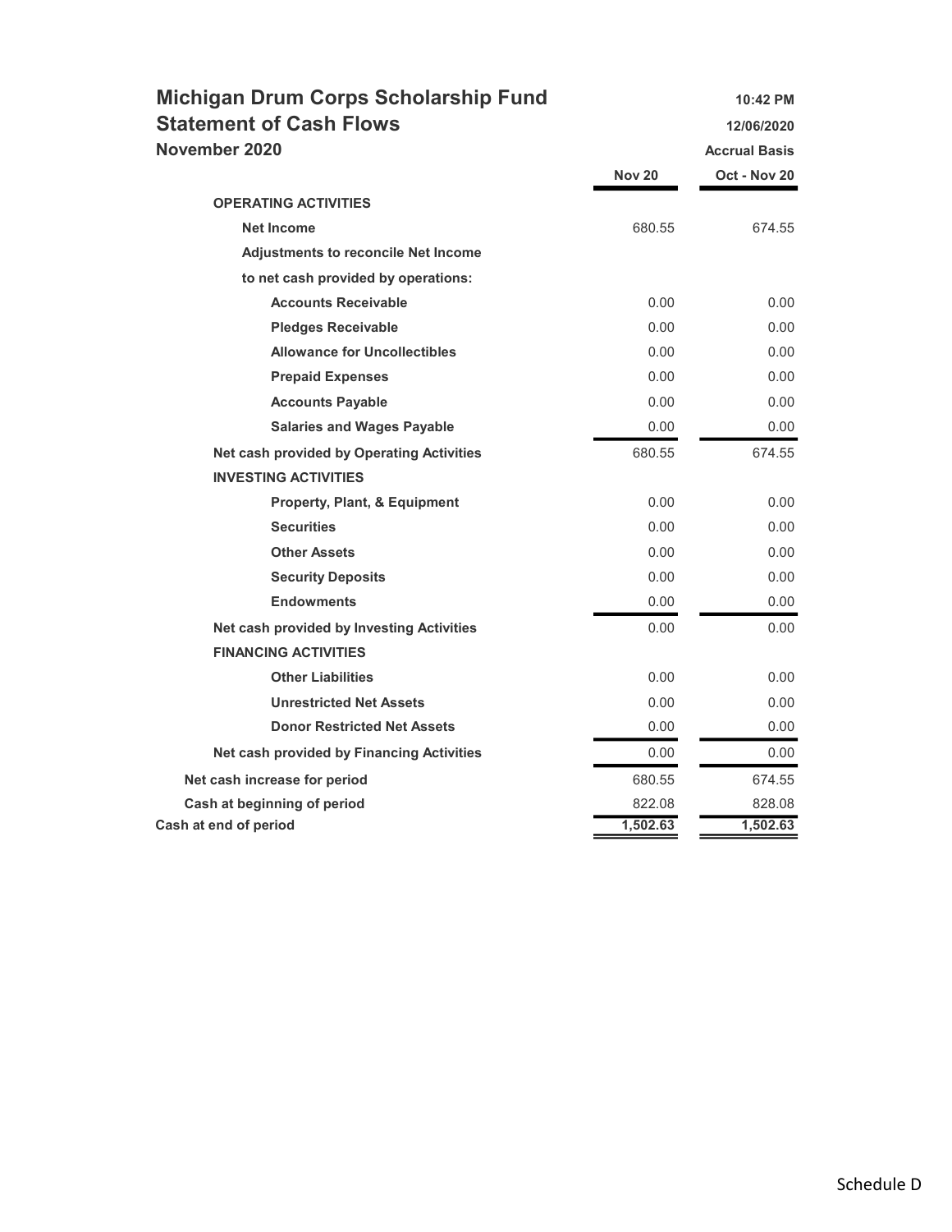# Michigan Drum Corps Scholarship Fund

## Statement of Cash Flows

### November 2020

10:42 PM
12/06/2020
Accrual Basis

| | Nov 20 | Oct - Nov 20 |
|---|---|---|
| **OPERATING ACTIVITIES** | | |
| **Net Income** | 680.55 | 674.55 |
| **Adjustments to reconcile Net Income** | | |
| **to net cash provided by operations:** | | |
| **Accounts Receivable** | 0.00 | 0.00 |
| **Pledges Receivable** | 0.00 | 0.00 |
| **Allowance for Uncollectibles** | 0.00 | 0.00 |
| **Prepaid Expenses** | 0.00 | 0.00 |
| **Accounts Payable** | 0.00 | 0.00 |
| **Salaries and Wages Payable** | 0.00 | 0.00 |
| **Net cash provided by Operating Activities** | 680.55 | 674.55 |
| **INVESTING ACTIVITIES** | | |
| **Property, Plant, & Equipment** | 0.00 | 0.00 |
| **Securities** | 0.00 | 0.00 |
| **Other Assets** | 0.00 | 0.00 |
| **Security Deposits** | 0.00 | 0.00 |
| **Endowments** | 0.00 | 0.00 |
| **Net cash provided by Investing Activities** | 0.00 | 0.00 |
| **FINANCING ACTIVITIES** | | |
| **Other Liabilities** | 0.00 | 0.00 |
| **Unrestricted Net Assets** | 0.00 | 0.00 |
| **Donor Restricted Net Assets** | 0.00 | 0.00 |
| **Net cash provided by Financing Activities** | 0.00 | 0.00 |
| **Net cash increase for period** | 680.55 | 674.55 |
| **Cash at beginning of period** | 822.08 | 828.08 |
| **Cash at end of period** | **1,502.63** | **1,502.63** |

Schedule D